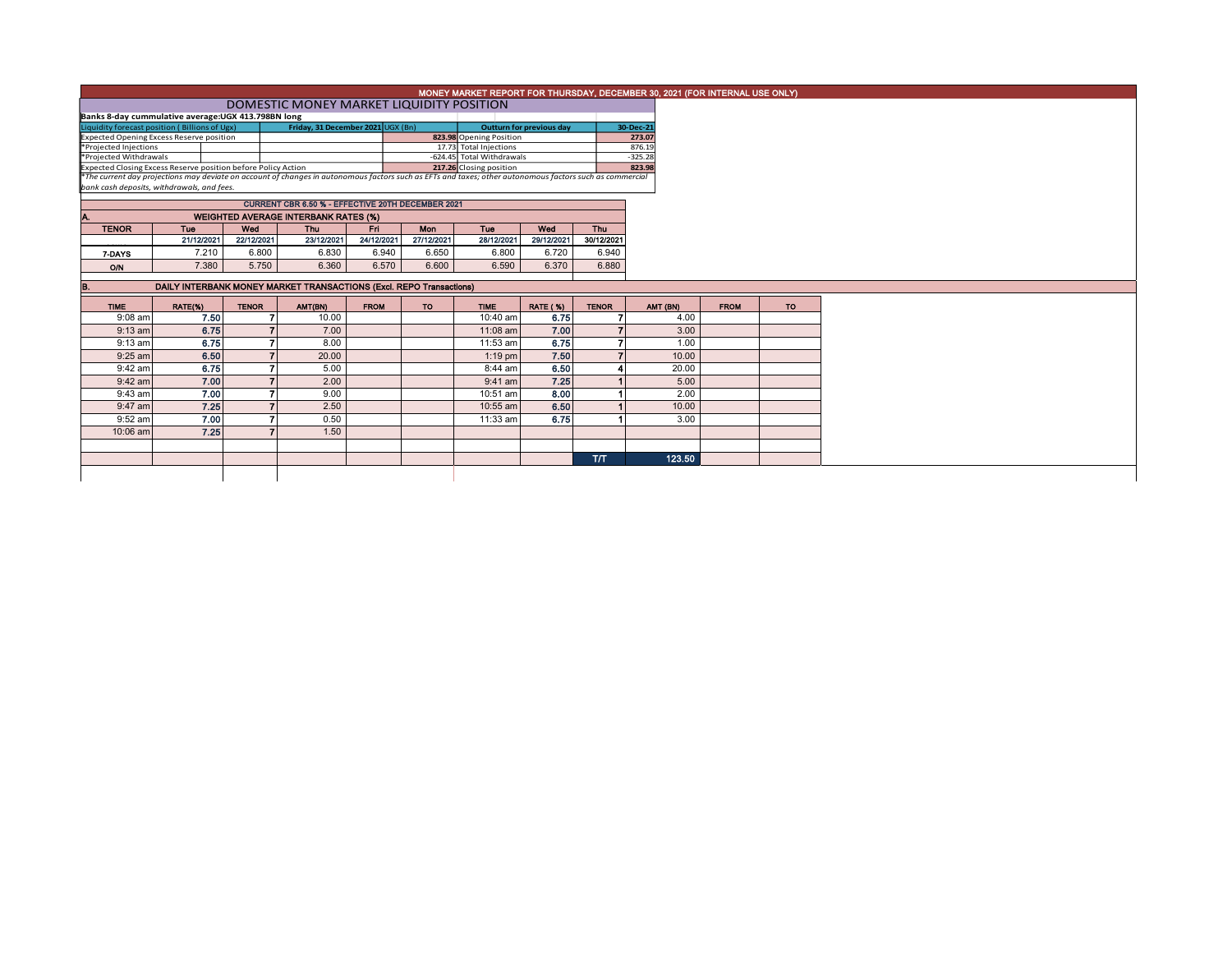# MONEY MARKET REPORT FOR THURSDAY, DECEMBER 30, 2021 (FOR INTERNAL USE ONLY)

## DOMESTIC MONEY MARKET LIQUIDITY POSITION

**Banks 8-day cummulative average:UGX 413.798BN long**

| Liquidity forecast position ( Billions of Ugx) | Friday, 31 December 2021 UGX (Bn) | Outturn for previous day | 30-Dec-21 |
|---|---|---|---|
| Expected Opening Excess Reserve position | 823.98 | Opening Position | 273.07 |
| *Projected Injections | 17.73 | Total Injections | 876.19 |
| *Projected Withdrawals | -624.45 | Total Withdrawals | -325.28 |
| Expected Closing Excess Reserve position before Policy Action | 217.26 | Closing position | 823.98 |

*The current day projections may deviate on account of changes in autonomous factors such as EFTs and taxes; other autonomous factors such as commercial bank cash deposits, withdrawals, and fees.*

**CURRENT CBR 6.50 % - EFFECTIVE 20TH DECEMBER 2021**

### A. WEIGHTED AVERAGE INTERBANK RATES (%)

| TENOR | Tue 21/12/2021 | Wed 22/12/2021 | Thu 23/12/2021 | Fri 24/12/2021 | Mon 27/12/2021 | Tue 28/12/2021 | Wed 29/12/2021 | Thu 30/12/2021 |
|---|---|---|---|---|---|---|---|---|
| 7-DAYS | 7.210 | 6.800 | 6.830 | 6.940 | 6.650 | 6.800 | 6.720 | 6.940 |
| O/N | 7.380 | 5.750 | 6.360 | 6.570 | 6.600 | 6.590 | 6.370 | 6.880 |

### B. DAILY INTERBANK MONEY MARKET TRANSACTIONS (Excl. REPO Transactions)

| TIME | RATE(%) | TENOR | AMT(BN) | FROM | TO | TIME | RATE ( %) | TENOR | AMT (BN) | FROM | TO |
|---|---|---|---|---|---|---|---|---|---|---|---|
| 9:08 am | 7.50 | 7 | 10.00 | | | 10:40 am | 6.75 | 7 | 4.00 | | |
| 9:13 am | 6.75 | 7 | 7.00 | | | 11:08 am | 7.00 | 7 | 3.00 | | |
| 9:13 am | 6.75 | 7 | 8.00 | | | 11:53 am | 6.75 | 7 | 1.00 | | |
| 9:25 am | 6.50 | 7 | 20.00 | | | 1:19 pm | 7.50 | 7 | 10.00 | | |
| 9:42 am | 6.75 | 7 | 5.00 | | | 8:44 am | 6.50 | 4 | 20.00 | | |
| 9:42 am | 7.00 | 7 | 2.00 | | | 9:41 am | 7.25 | 1 | 5.00 | | |
| 9:43 am | 7.00 | 7 | 9.00 | | | 10:51 am | 8.00 | 1 | 2.00 | | |
| 9:47 am | 7.25 | 7 | 2.50 | | | 10:55 am | 6.50 | 1 | 10.00 | | |
| 9:52 am | 7.00 | 7 | 0.50 | | | 11:33 am | 6.75 | 1 | 3.00 | | |
| 10:06 am | 7.25 | 7 | 1.50 | | | | | | | | |
| | | | | | | | | T/T | 123.50 | | |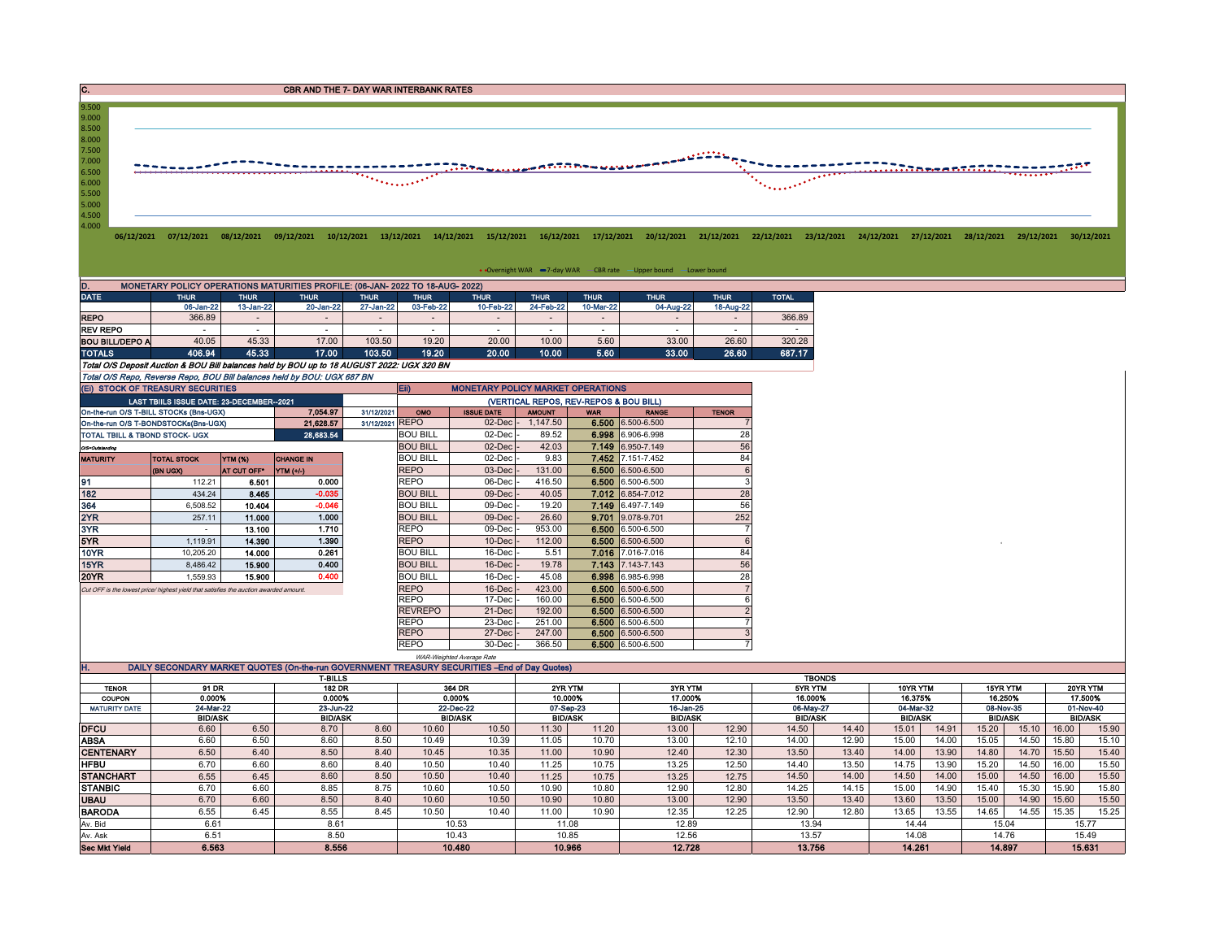## C. CBR AND THE 7- DAY WAR INTERBANK RATES

9.500
9.000
8.500
8.000
7.500
7.000
6.500
6.000
5.500
5.000
4.500
4.000

06/12/2021 07/12/2021 08/12/2021 09/12/2021 10/12/2021 13/12/2021 14/12/2021 15/12/2021 16/12/2021 17/12/2021 20/12/2021 21/12/2021 22/12/2021 23/12/2021 24/12/2021 27/12/2021 28/12/2021 29/12/2021 30/12/2021

• Overnight WAR — 7-day WAR — CBR rate — Upper bound — Lower bound

## D. MONETARY POLICY OPERATIONS MATURITIES PROFILE: (06-JAN- 2022 TO 18-AUG- 2022)

| DATE | THUR | THUR | THUR | THUR | THUR | THUR | THUR | THUR | THUR | THUR | TOTAL |
|---|---|---|---|---|---|---|---|---|---|---|---|
| | 06-Jan-22 | 13-Jan-22 | 20-Jan-22 | 27-Jan-22 | 03-Feb-22 | 10-Feb-22 | 24-Feb-22 | 10-Mar-22 | 04-Aug-22 | 18-Aug-22 | |
| REPO | 366.89 | - | - | - | - | - | - | - | - | - | 366.89 |
| REV REPO | - | - | - | - | - | - | - | - | - | - | - |
| BOU BILL/DEPO A | 40.05 | 45.33 | 17.00 | 103.50 | 19.20 | 20.00 | 10.00 | 5.60 | 33.00 | 26.60 | 320.28 |
| TOTALS | 406.94 | 45.33 | 17.00 | 103.50 | 19.20 | 20.00 | 10.00 | 5.60 | 33.00 | 26.60 | 687.17 |

Total O/S Deposit Auction & BOU Bill balances held by BOU up to 18 AUGUST 2022: UGX 320 BN

Total O/S Repo, Reverse Repo, BOU Bill balances held by BOU: UGX 687 BN

## (Ei) STOCK OF TREASURY SECURITIES

| LAST TBIILS ISSUE DATE: 23-DECEMBER--2021 | | |
|---|---|---|
| On-the-run O/S T-BILL STOCKs (Bns-UGX) | 7,054.97 | 31/12/2021 |
| On-the-run O/S T-BONDSTOCKs(Bns-UGX) | 21,628.57 | 31/12/2021 |
| TOTAL TBILL & TBOND STOCK- UGX | 28,683.54 | |

O/S=Outstanding

| MATURITY | TOTAL STOCK (BN UGX) | YTM (%) AT CUT OFF* | CHANGE IN YTM (+/-) |
|---|---|---|---|
| 91 | 112.21 | 6.501 | 0.000 |
| 182 | 434.24 | 8.465 | -0.035 |
| 364 | 6,508.52 | 10.404 | -0.046 |
| 2YR | 257.11 | 11.000 | 1.000 |
| 3YR | - | 13.100 | 1.710 |
| 5YR | 1,119.91 | 14.390 | 1.390 |
| 10YR | 10,205.20 | 14.000 | 0.261 |
| 15YR | 8,486.42 | 15.900 | 0.400 |
| 20YR | 1,559.93 | 15.900 | 0.400 |

Cut OFF is the lowest price/ highest yield that satisfies the auction awarded amount.

## Eii) MONETARY POLICY MARKET OPERATIONS

(VERTICAL REPOS, REV-REPOS & BOU BILL)

| OMO | ISSUE DATE | AMOUNT | WAR | RANGE | TENOR |
|---|---|---|---|---|---|
| REPO | 02-Dec - | 1,147.50 | 6.500 | 6.500-6.500 | 7 |
| BOU BILL | 02-Dec - | 89.52 | 6.998 | 6.906-6.998 | 28 |
| BOU BILL | 02-Dec - | 42.03 | 7.149 | 6.950-7.149 | 56 |
| BOU BILL | 02-Dec - | 9.83 | 7.452 | 7.151-7.452 | 84 |
| REPO | 03-Dec - | 131.00 | 6.500 | 6.500-6.500 | 6 |
| REPO | 06-Dec - | 416.50 | 6.500 | 6.500-6.500 | 3 |
| BOU BILL | 09-Dec - | 40.05 | 7.012 | 6.854-7.012 | 28 |
| BOU BILL | 09-Dec - | 19.20 | 7.149 | 6.497-7.149 | 56 |
| BOU BILL | 09-Dec - | 26.60 | 9.701 | 9.078-9.701 | 252 |
| REPO | 09-Dec - | 953.00 | 6.500 | 6.500-6.500 | 7 |
| REPO | 10-Dec - | 112.00 | 6.500 | 6.500-6.500 | 6 |
| BOU BILL | 16-Dec - | 5.51 | 7.016 | 7.016-7.016 | 84 |
| BOU BILL | 16-Dec - | 19.78 | 7.143 | 7.143-7.143 | 56 |
| BOU BILL | 16-Dec - | 45.08 | 6.998 | 6.985-6.998 | 28 |
| REPO | 16-Dec - | 423.00 | 6.500 | 6.500-6.500 | 7 |
| REPO | 17-Dec - | 160.00 | 6.500 | 6.500-6.500 | 6 |
| REVREPO | 21-Dec - | 192.00 | 6.500 | 6.500-6.500 | 2 |
| REPO | 23-Dec - | 251.00 | 6.500 | 6.500-6.500 | 7 |
| REPO | 27-Dec - | 247.00 | 6.500 | 6.500-6.500 | 3 |
| REPO | 30-Dec - | 366.50 | 6.500 | 6.500-6.500 | 7 |

WAR-Weighted Average Rate

## H. DAILY SECONDARY MARKET QUOTES (On-the-run GOVERNMENT TREASURY SECURITIES –End of Day Quotes)

| | T-BILLS | | | | | | TBONDS | | | | | | | | | | | |
|---|---|---|---|---|---|---|---|---|---|---|---|---|---|---|---|---|---|---|
| TENOR | 91 DR | | 182 DR | | 364 DR | | 2YR YTM | | 3YR YTM | | 5YR YTM | | 10YR YTM | | 15YR YTM | | 20YR YTM | |
| COUPON | 0.000% | | 0.000% | | 0.000% | | 10.000% | | 17.000% | | 16.000% | | 16.375% | | 16.250% | | 17.500% | |
| MATURITY DATE | 24-Mar-22 | | 23-Jun-22 | | 22-Dec-22 | | 07-Sep-23 | | 16-Jan-25 | | 06-May-27 | | 04-Mar-32 | | 08-Nov-35 | | 01-Nov-40 | |
| | BID/ASK | | BID/ASK | | BID/ASK | | BID/ASK | | BID/ASK | | BID/ASK | | BID/ASK | | BID/ASK | | BID/ASK | |
| DFCU | 6.60 | 6.50 | 8.70 | 8.60 | 10.60 | 10.50 | 11.30 | 11.20 | 13.00 | 12.90 | 14.50 | 14.40 | 15.01 | 14.91 | 15.20 | 15.10 | 16.00 | 15.90 |
| ABSA | 6.60 | 6.50 | 8.60 | 8.50 | 10.49 | 10.39 | 11.05 | 10.70 | 13.00 | 12.10 | 14.00 | 12.90 | 15.00 | 14.00 | 15.05 | 14.50 | 15.80 | 15.10 |
| CENTENARY | 6.50 | 6.40 | 8.50 | 8.40 | 10.45 | 10.35 | 11.00 | 10.90 | 12.40 | 12.30 | 13.50 | 13.40 | 14.00 | 13.90 | 14.80 | 14.70 | 15.50 | 15.40 |
| HFBU | 6.70 | 6.60 | 8.60 | 8.40 | 10.50 | 10.40 | 11.25 | 10.75 | 13.25 | 12.50 | 14.40 | 13.50 | 14.75 | 13.90 | 15.20 | 14.50 | 16.00 | 15.50 |
| STANCHART | 6.55 | 6.45 | 8.60 | 8.50 | 10.50 | 10.40 | 11.25 | 10.75 | 13.25 | 12.75 | 14.50 | 14.00 | 14.50 | 14.00 | 15.00 | 14.50 | 16.00 | 15.50 |
| STANBIC | 6.70 | 6.60 | 8.85 | 8.75 | 10.60 | 10.50 | 10.90 | 10.80 | 12.90 | 12.80 | 14.25 | 14.15 | 15.00 | 14.90 | 15.40 | 15.30 | 15.90 | 15.80 |
| UBAU | 6.70 | 6.60 | 8.50 | 8.40 | 10.60 | 10.50 | 10.90 | 10.80 | 13.00 | 12.90 | 13.50 | 13.40 | 13.60 | 13.50 | 15.00 | 14.90 | 15.60 | 15.50 |
| BARODA | 6.55 | 6.45 | 8.55 | 8.45 | 10.50 | 10.40 | 11.00 | 10.90 | 12.35 | 12.25 | 12.90 | 12.80 | 13.65 | 13.55 | 14.65 | 14.55 | 15.35 | 15.25 |
| Av. Bid | 6.61 | | 8.61 | | 10.53 | | 11.08 | | 12.89 | | 13.94 | | 14.44 | | 15.04 | | 15.77 | |
| Av. Ask | 6.51 | | 8.50 | | 10.43 | | 10.85 | | 12.56 | | 13.57 | | 14.08 | | 14.76 | | 15.49 | |
| Sec Mkt Yield | 6.563 | | 8.556 | | 10.480 | | 10.966 | | 12.728 | | 13.756 | | 14.261 | | 14.897 | | 15.631 | |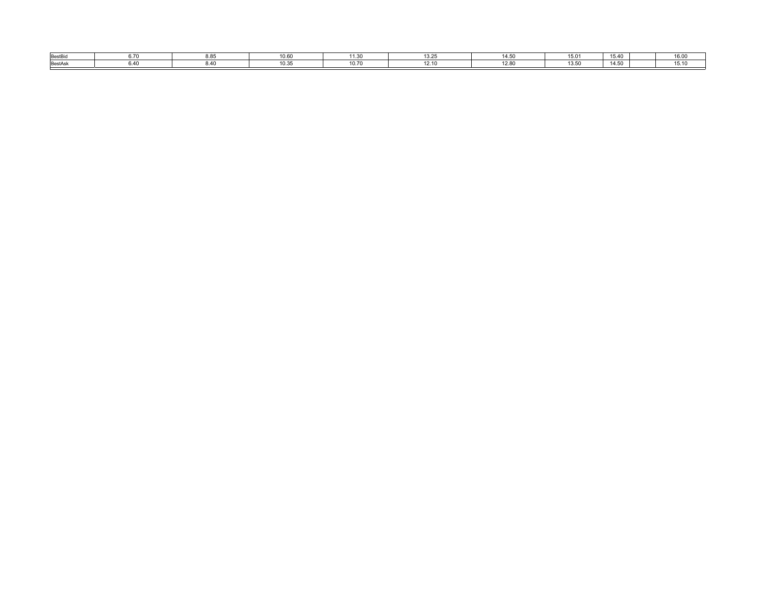| | | | | | | | | | | |
|---|---|---|---|---|---|---|---|---|---|---|
| BestBid | 6.70 | 8.85 | 10.60 | 11.30 | 13.25 | 14.50 | 15.01 | 15.40 | | 16.00 |
| BestAsk | 6.40 | 8.40 | 10.35 | 10.70 | 12.10 | 12.80 | 13.50 | 14.50 | | 15.10 |